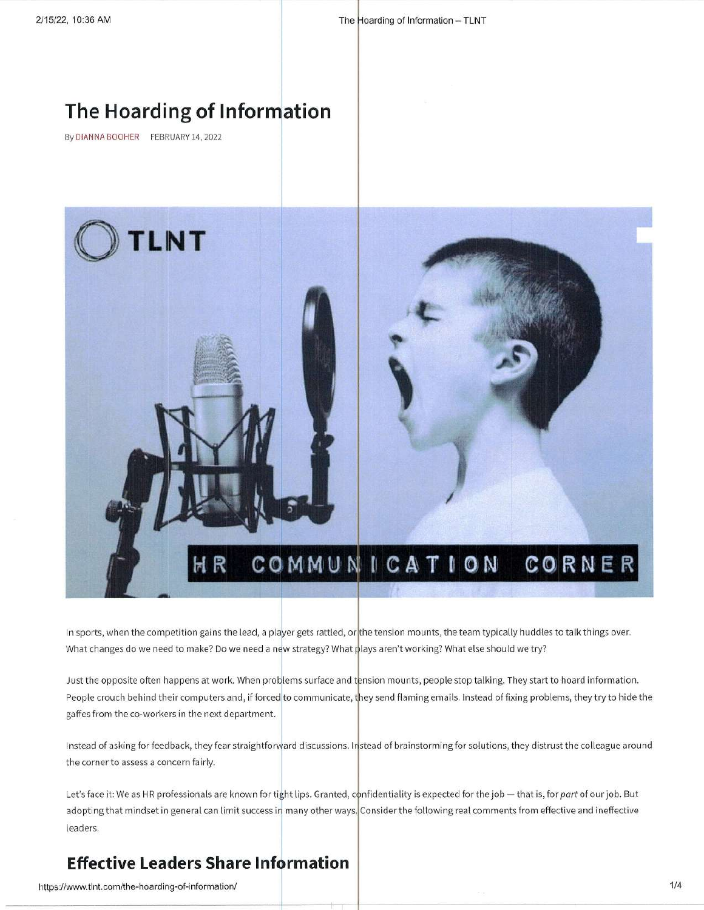# The Hoarding of Information

By DIANNA BOOHER FEBRUARY 14, 2022

In sports, when the competition gains the lead, a player gets rattled, or the tension mounts, the team typically huddles to talk things over. What changes do we need to make? Do we need a new strategy? What plays aren't working? What else should we try?

Just the opposite often happens at work. When problems surface and tension mounts, people stop talking. They start to hoard information. People crouch behind their computers and, if forced to communicate, they send flaming emails. Instead of fixing problems, they try to hide the gaffes from the co-workers in the next department.

Instead of asking for feedback, they fear straightforward discussions. Instead of brainstorming for solutions, they distrust the colleague around the corner to assess a concern fairly.

Let's face it: We as HR professionals are known for tight lips. Granted, confidentiality is expected for the job — that is, for *part* of our job. But adopting that mindset in general can limit success in many other ways. Consider the following real comments from effective and ineffective leaders.

## Effective Leaders Share Information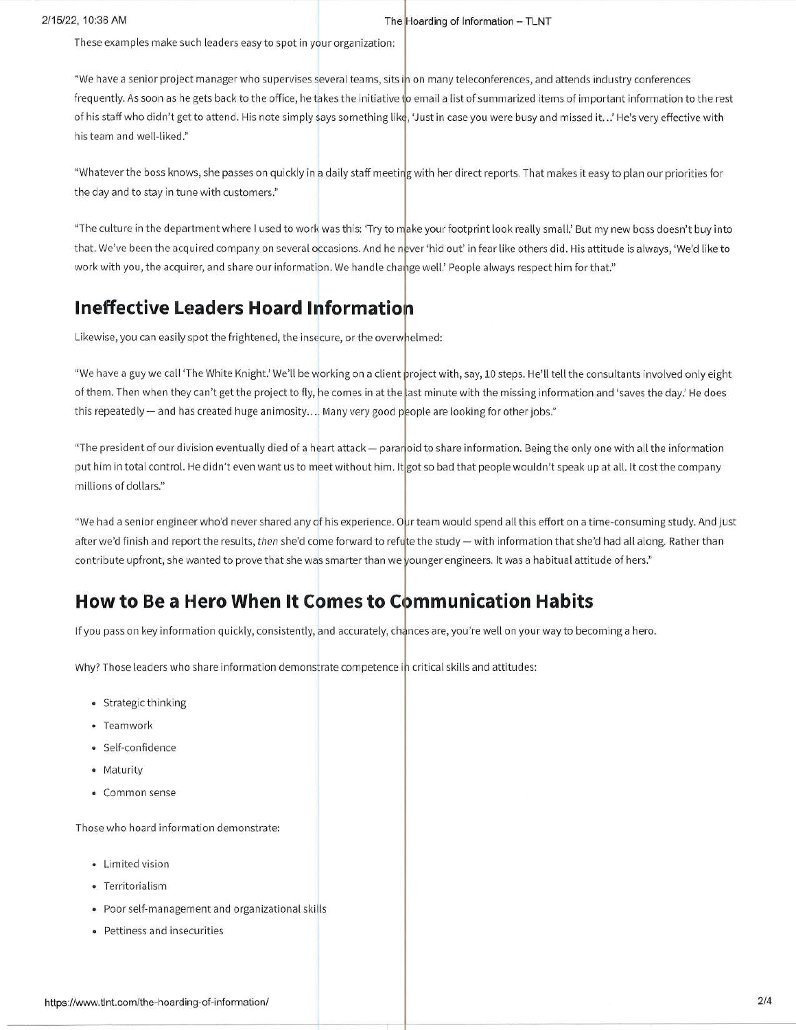These examples make such leaders easy to spot in your organization:

"We have a senior project manager who supervises several teams, sits in on many teleconferences, and attends industry conferences frequently. As soon as he gets back to the office, he takes the initiative to email a list of summarized items of important information to the rest of his staff who didn't get to attend. His note simply says something like, 'Just in case you were busy and missed it...' He's very effective with his team and well-liked."

"Whatever the boss knows, she passes on quickly in a daily staff meeting with her direct reports. That makes it easy to plan our priorities for the day and to stay in tune with customers."

"The culture in the department where I used to work was this: 'Try to make your footprint look really small.' But my new boss doesn't buy into that. We've been the acquired company on several occasions. And he never 'hid out' in fear like others did. His attitude is always, 'We'd like to work with you, the acquirer, and share our information. We handle change well.' People always respect him for that."

## Ineffective Leaders Hoard Information

Likewise, you can easily spot the frightened, the insecure, or the overwhelmed:

"We have a guy we call 'The White Knight.' We'll be working on a client project with, say, 10 steps. He'll tell the consultants involved only eight of them. Then when they can't get the project to fly, he comes in at the last minute with the missing information and 'saves the day.' He does this repeatedly — and has created huge animosity.... Many very good people are looking for other jobs."

"The president of our division eventually died of a heart attack — paranoid to share information. Being the only one with all the information put him in total control. He didn't even want us to meet without him. It got so bad that people wouldn't speak up at all. It cost the company millions of dollars."

"We had a senior engineer who'd never shared any of his experience. Our team would spend all this effort on a time-consuming study. And just after we'd finish and report the results, *then* she'd come forward to refute the study — with information that she'd had all along. Rather than contribute upfront, she wanted to prove that she was smarter than we younger engineers. It was a habitual attitude of hers."

## How to Be a Hero When It Comes to Communication Habits

If you pass on key information quickly, consistently, and accurately, chances are, you're well on your way to becoming a hero.

Why? Those leaders who share information demonstrate competence in critical skills and attitudes:

- Strategic thinking
- Teamwork
- Self-confidence
- Maturity
- Common sense

Those who hoard information demonstrate:

- Limited vision
- Territorialism
- Poor self-management and organizational skills
- Pettiness and insecurities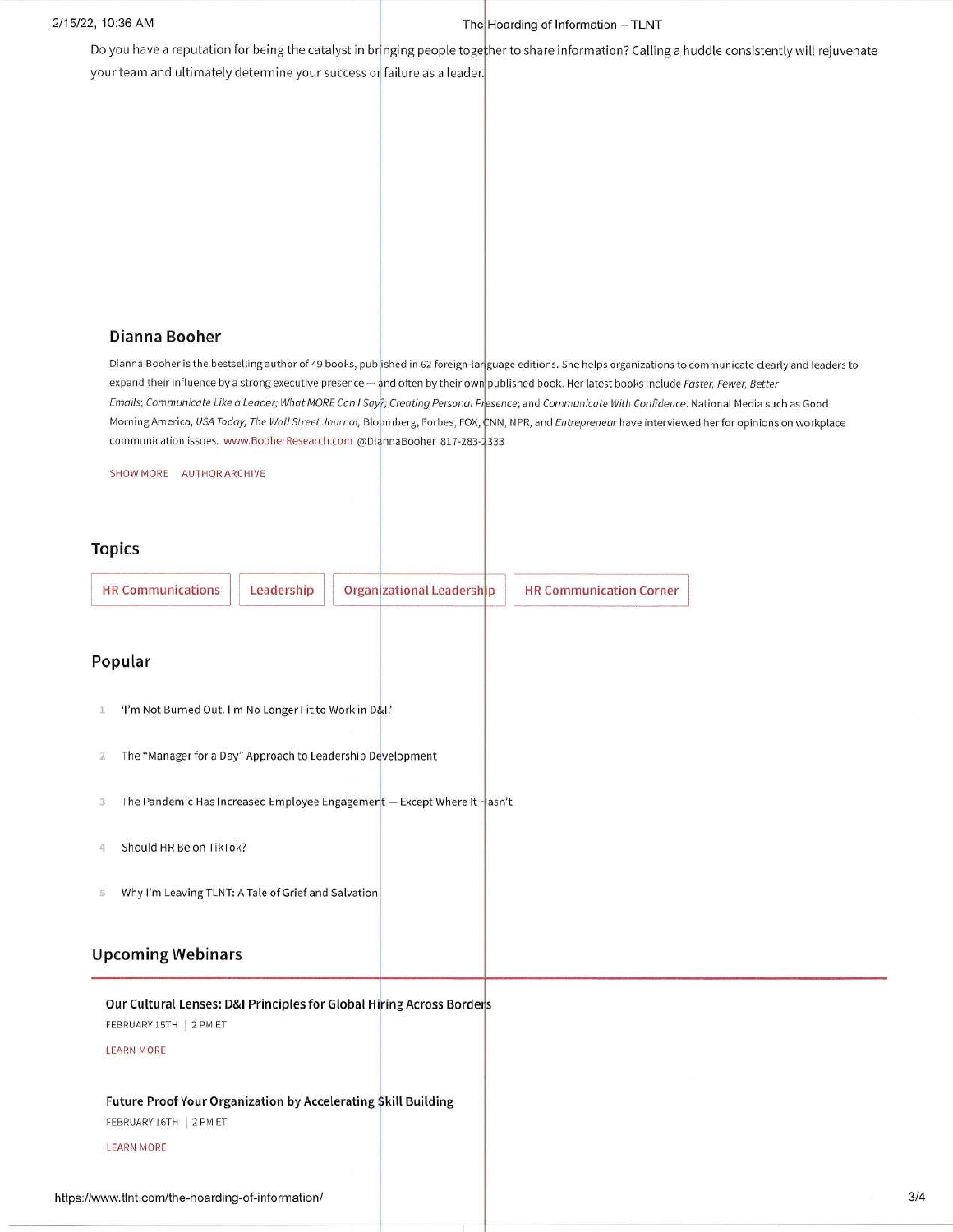Do you have a reputation for being the catalyst in bringing people together to share information? Calling a huddle consistently will rejuvenate your team and ultimately determine your success or failure as a leader.

### Dianna Booher

Dianna Booher is the bestselling author of 49 books, published in 62 foreign-language editions. She helps organizations to communicate clearly and leaders to expand their influence by a strong executive presence — and often by their own published book. Her latest books include *Faster, Fewer, Better Emails*; *Communicate Like a Leader*; *What MORE Can I Say?*; *Creating Personal Presence*; and *Communicate With Confidence*. National Media such as Good Morning America, *USA Today*, *The Wall Street Journal*, Bloomberg, Forbes, FOX, CNN, NPR, and *Entrepreneur* have interviewed her for opinions on workplace communication issues. www.BooherResearch.com @DiannaBooher 817-283-2333

SHOW MORE AUTHOR ARCHIVE

## Topics

HR Communications | Leadership | Organizational Leadership | HR Communication Corner

## Popular

1. 'I'm Not Burned Out. I'm No Longer Fit to Work in D&I.'
2. The "Manager for a Day" Approach to Leadership Development
3. The Pandemic Has Increased Employee Engagement — Except Where It Hasn't
4. Should HR Be on TikTok?
5. Why I'm Leaving TLNT: A Tale of Grief and Salvation

## Upcoming Webinars

**Our Cultural Lenses: D&I Principles for Global Hiring Across Borders**
FEBRUARY 15TH | 2 PM ET
LEARN MORE

**Future Proof Your Organization by Accelerating Skill Building**
FEBRUARY 16TH | 2 PM ET
LEARN MORE